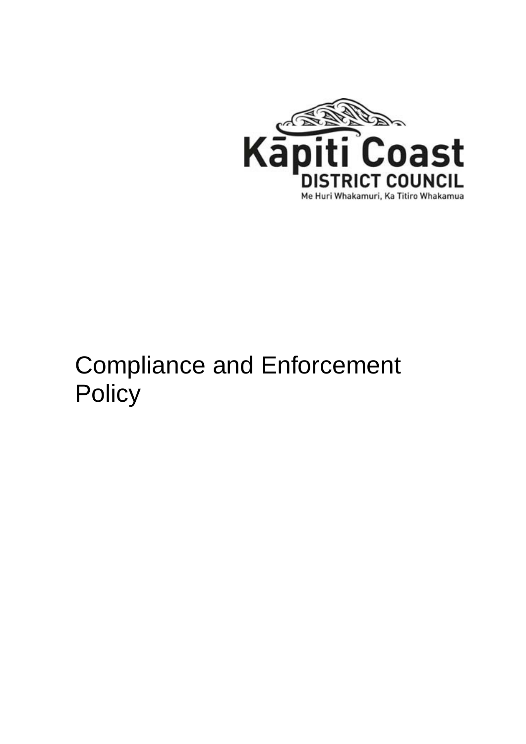Kāpiti Coast
DISTRICT COUNCIL
Me Huri Whakamuri, Ka Titiro Whakamua

# Compliance and Enforcement Policy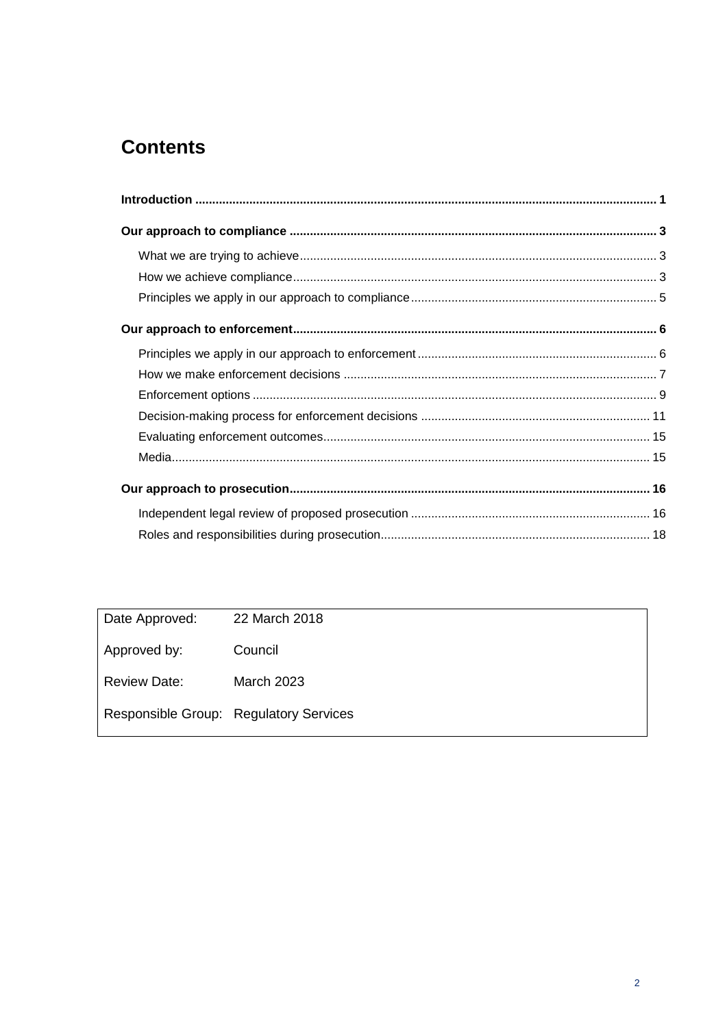# Contents

**Introduction** ........................................................................................................................................ **1**

**Our approach to compliance** ............................................................................................................ **3**

- What we are trying to achieve ........................................................................................................ 3
- How we achieve compliance .......................................................................................................... 3
- Principles we apply in our approach to compliance ........................................................................ 5

**Our approach to enforcement** ........................................................................................................... **6**

- Principles we apply in our approach to enforcement ...................................................................... 6
- How we make enforcement decisions ............................................................................................ 7
- Enforcement options ....................................................................................................................... 9
- Decision-making process for enforcement decisions .................................................................... 11
- Evaluating enforcement outcomes ................................................................................................. 15
- Media .............................................................................................................................................. 15

**Our approach to prosecution** ........................................................................................................... **16**

- Independent legal review of proposed prosecution ....................................................................... 16
- Roles and responsibilities during prosecution ............................................................................... 18

| | |
|---|---|
| Date Approved: | 22 March 2018 |
| Approved by: | Council |
| Review Date: | March 2023 |
| Responsible Group: | Regulatory Services |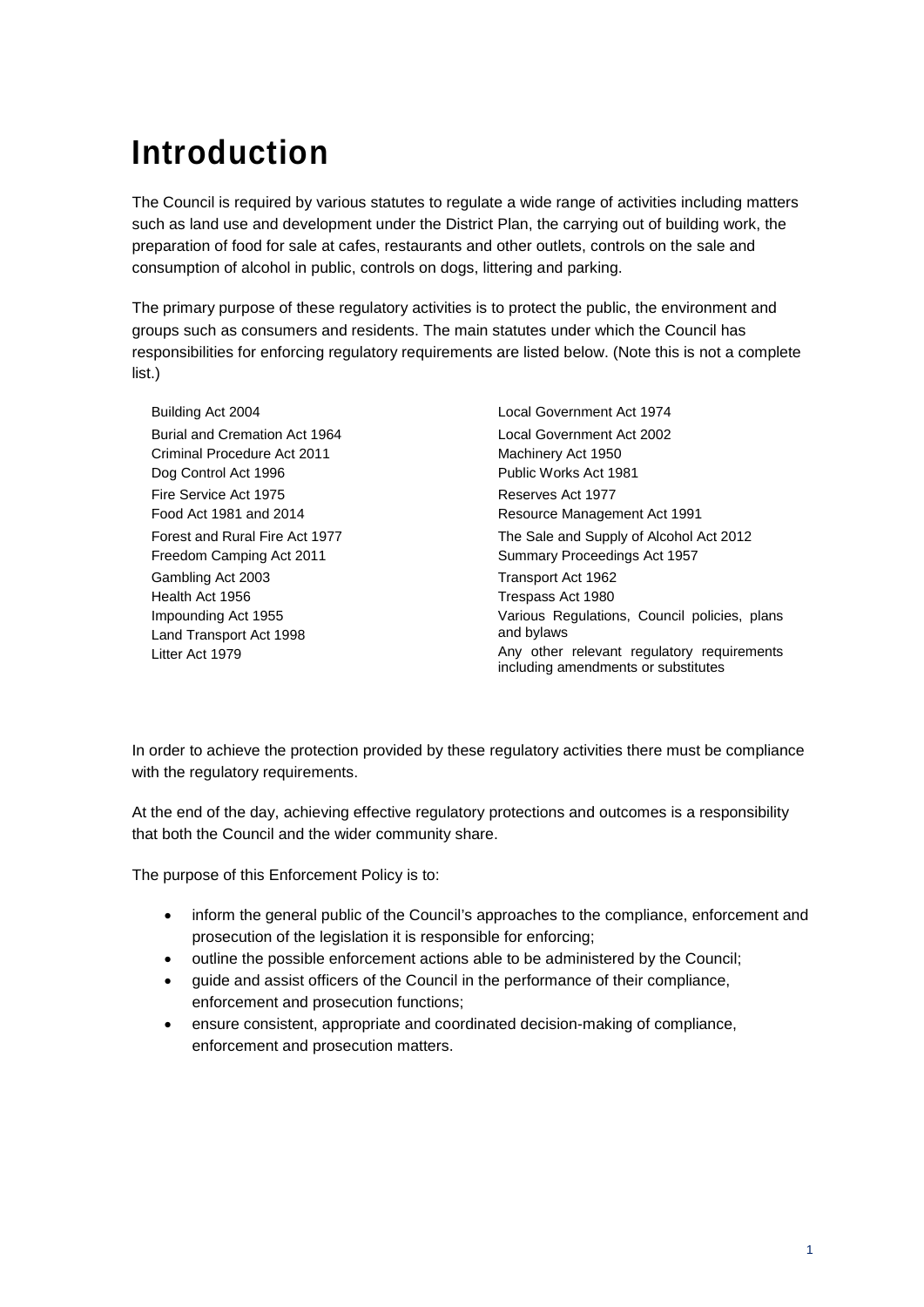# Introduction

The Council is required by various statutes to regulate a wide range of activities including matters such as land use and development under the District Plan, the carrying out of building work, the preparation of food for sale at cafes, restaurants and other outlets, controls on the sale and consumption of alcohol in public, controls on dogs, littering and parking.

The primary purpose of these regulatory activities is to protect the public, the environment and groups such as consumers and residents. The main statutes under which the Council has responsibilities for enforcing regulatory requirements are listed below. (Note this is not a complete list.)

- Building Act 2004
- Burial and Cremation Act 1964
- Criminal Procedure Act 2011
- Dog Control Act 1996
- Fire Service Act 1975
- Food Act 1981 and 2014
- Forest and Rural Fire Act 1977
- Freedom Camping Act 2011
- Gambling Act 2003
- Health Act 1956
- Impounding Act 1955
- Land Transport Act 1998
- Litter Act 1979
- Local Government Act 1974
- Local Government Act 2002
- Machinery Act 1950
- Public Works Act 1981
- Reserves Act 1977
- Resource Management Act 1991
- The Sale and Supply of Alcohol Act 2012
- Summary Proceedings Act 1957
- Transport Act 1962
- Trespass Act 1980
- Various Regulations, Council policies, plans and bylaws
- Any other relevant regulatory requirements including amendments or substitutes

In order to achieve the protection provided by these regulatory activities there must be compliance with the regulatory requirements.

At the end of the day, achieving effective regulatory protections and outcomes is a responsibility that both the Council and the wider community share.

The purpose of this Enforcement Policy is to:

- inform the general public of the Council's approaches to the compliance, enforcement and prosecution of the legislation it is responsible for enforcing;
- outline the possible enforcement actions able to be administered by the Council;
- guide and assist officers of the Council in the performance of their compliance, enforcement and prosecution functions;
- ensure consistent, appropriate and coordinated decision-making of compliance, enforcement and prosecution matters.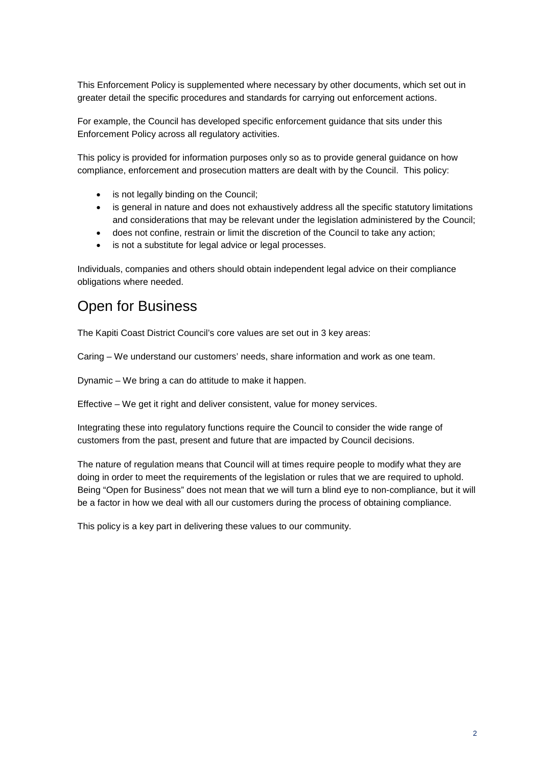This Enforcement Policy is supplemented where necessary by other documents, which set out in greater detail the specific procedures and standards for carrying out enforcement actions.

For example, the Council has developed specific enforcement guidance that sits under this Enforcement Policy across all regulatory activities.

This policy is provided for information purposes only so as to provide general guidance on how compliance, enforcement and prosecution matters are dealt with by the Council. This policy:

- is not legally binding on the Council;
- is general in nature and does not exhaustively address all the specific statutory limitations and considerations that may be relevant under the legislation administered by the Council;
- does not confine, restrain or limit the discretion of the Council to take any action;
- is not a substitute for legal advice or legal processes.

Individuals, companies and others should obtain independent legal advice on their compliance obligations where needed.

## Open for Business

The Kapiti Coast District Council's core values are set out in 3 key areas:

Caring – We understand our customers' needs, share information and work as one team.

Dynamic – We bring a can do attitude to make it happen.

Effective – We get it right and deliver consistent, value for money services.

Integrating these into regulatory functions require the Council to consider the wide range of customers from the past, present and future that are impacted by Council decisions.

The nature of regulation means that Council will at times require people to modify what they are doing in order to meet the requirements of the legislation or rules that we are required to uphold. Being "Open for Business" does not mean that we will turn a blind eye to non-compliance, but it will be a factor in how we deal with all our customers during the process of obtaining compliance.

This policy is a key part in delivering these values to our community.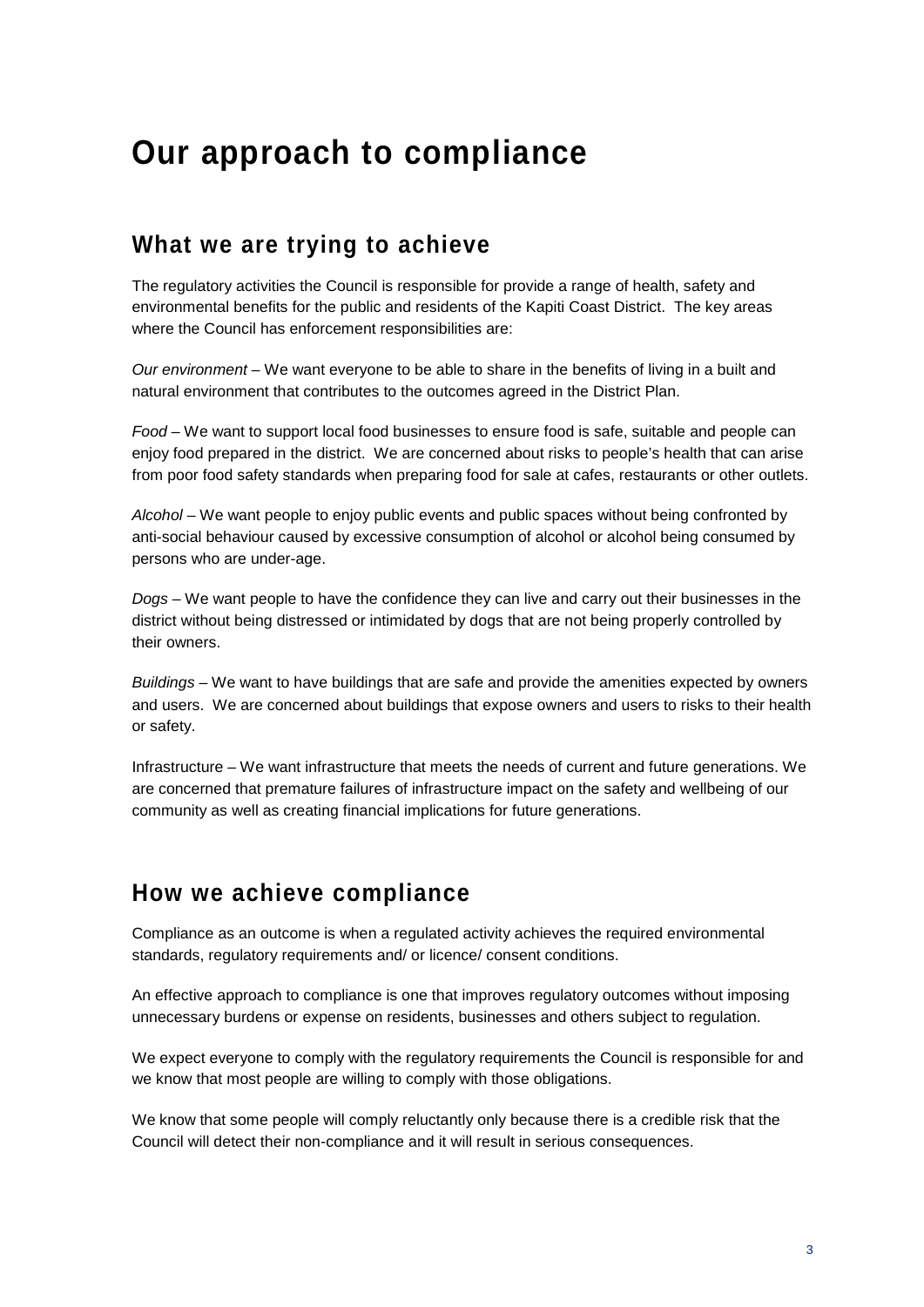# Our approach to compliance

## What we are trying to achieve

The regulatory activities the Council is responsible for provide a range of health, safety and environmental benefits for the public and residents of the Kapiti Coast District. The key areas where the Council has enforcement responsibilities are:

*Our environment* – We want everyone to be able to share in the benefits of living in a built and natural environment that contributes to the outcomes agreed in the District Plan.

*Food* – We want to support local food businesses to ensure food is safe, suitable and people can enjoy food prepared in the district. We are concerned about risks to people's health that can arise from poor food safety standards when preparing food for sale at cafes, restaurants or other outlets.

*Alcohol* – We want people to enjoy public events and public spaces without being confronted by anti-social behaviour caused by excessive consumption of alcohol or alcohol being consumed by persons who are under-age.

*Dogs* – We want people to have the confidence they can live and carry out their businesses in the district without being distressed or intimidated by dogs that are not being properly controlled by their owners.

*Buildings* – We want to have buildings that are safe and provide the amenities expected by owners and users. We are concerned about buildings that expose owners and users to risks to their health or safety.

Infrastructure – We want infrastructure that meets the needs of current and future generations. We are concerned that premature failures of infrastructure impact on the safety and wellbeing of our community as well as creating financial implications for future generations.

## How we achieve compliance

Compliance as an outcome is when a regulated activity achieves the required environmental standards, regulatory requirements and/ or licence/ consent conditions.

An effective approach to compliance is one that improves regulatory outcomes without imposing unnecessary burdens or expense on residents, businesses and others subject to regulation.

We expect everyone to comply with the regulatory requirements the Council is responsible for and we know that most people are willing to comply with those obligations.

We know that some people will comply reluctantly only because there is a credible risk that the Council will detect their non-compliance and it will result in serious consequences.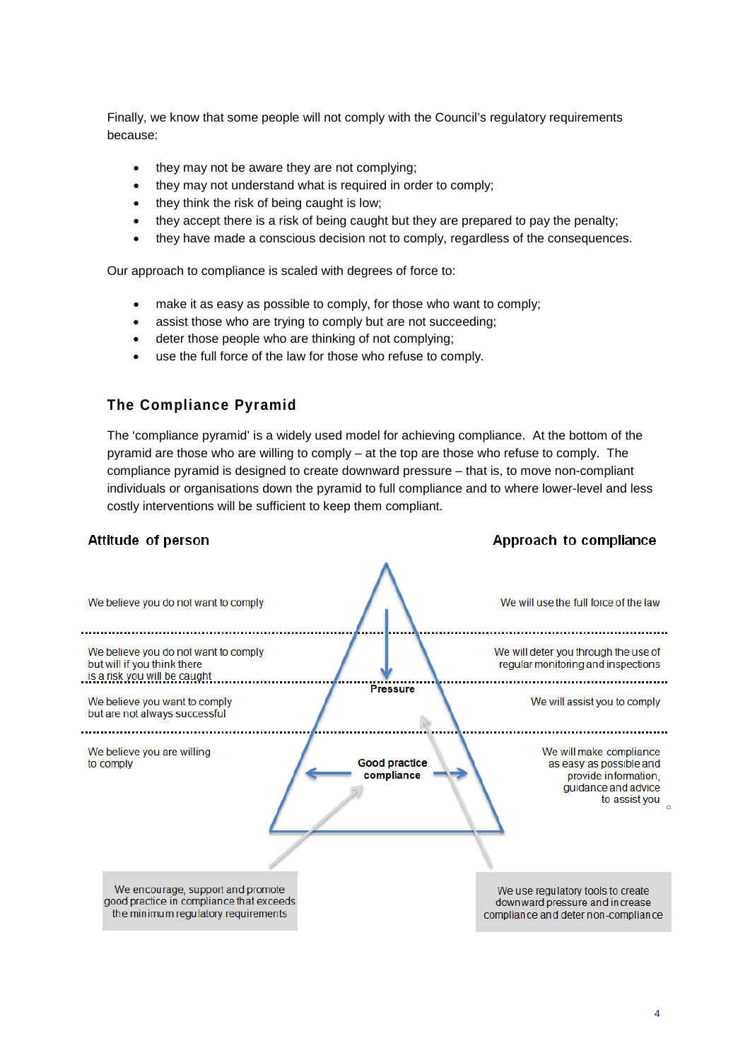Finally, we know that some people will not comply with the Council's regulatory requirements because:

- they may not be aware they are not complying;
- they may not understand what is required in order to comply;
- they think the risk of being caught is low;
- they accept there is a risk of being caught but they are prepared to pay the penalty;
- they have made a conscious decision not to comply, regardless of the consequences.

Our approach to compliance is scaled with degrees of force to:

- make it as easy as possible to comply, for those who want to comply;
- assist those who are trying to comply but are not succeeding;
- deter those people who are thinking of not complying;
- use the full force of the law for those who refuse to comply.

## The Compliance Pyramid

The 'compliance pyramid' is a widely used model for achieving compliance. At the bottom of the pyramid are those who are willing to comply – at the top are those who refuse to comply. The compliance pyramid is designed to create downward pressure – that is, to move non-compliant individuals or organisations down the pyramid to full compliance and to where lower-level and less costly interventions will be sufficient to keep them compliant.

| Attitude of person | Approach to compliance |
|---|---|
| We believe you do not want to comply | We will use the full force of the law |
| We believe you do not want to comply but will if you think there is a risk you will be caught | We will deter you through the use of regular monitoring and inspections |
| We believe you want to comply but are not always successful | We will assist you to comply |
| We believe you are willing to comply | We will make compliance as easy as possible and provide information, guidance and advice to assist you |

Pressure

Good practice compliance

We encourage, support and promote good practice in compliance that exceeds the minimum regulatory requirements

We use regulatory tools to create downward pressure and increase compliance and deter non-compliance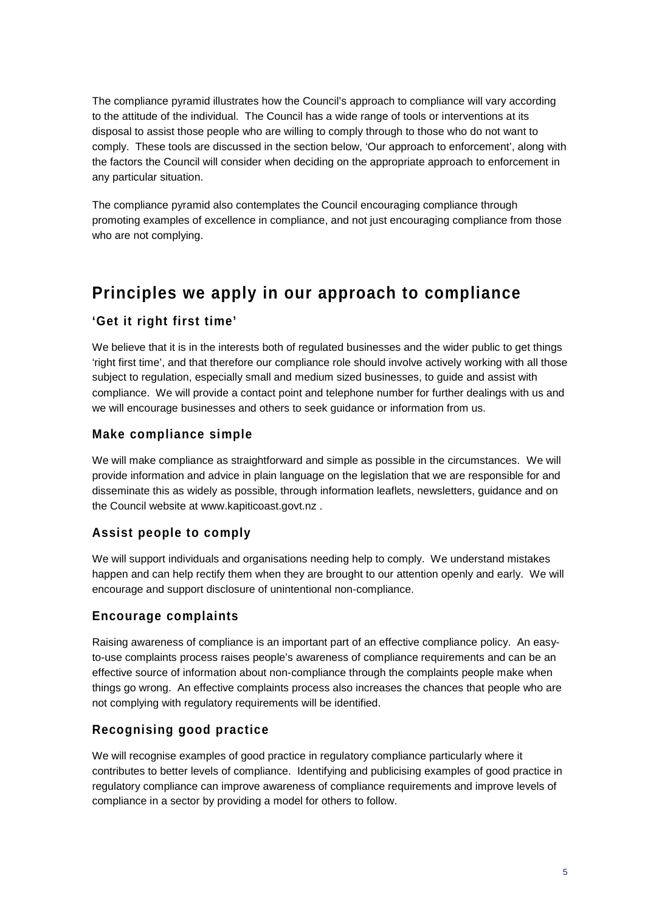The compliance pyramid illustrates how the Council's approach to compliance will vary according to the attitude of the individual. The Council has a wide range of tools or interventions at its disposal to assist those people who are willing to comply through to those who do not want to comply. These tools are discussed in the section below, 'Our approach to enforcement', along with the factors the Council will consider when deciding on the appropriate approach to enforcement in any particular situation.

The compliance pyramid also contemplates the Council encouraging compliance through promoting examples of excellence in compliance, and not just encouraging compliance from those who are not complying.

## Principles we apply in our approach to compliance

### 'Get it right first time'

We believe that it is in the interests both of regulated businesses and the wider public to get things 'right first time', and that therefore our compliance role should involve actively working with all those subject to regulation, especially small and medium sized businesses, to guide and assist with compliance. We will provide a contact point and telephone number for further dealings with us and we will encourage businesses and others to seek guidance or information from us.

### Make compliance simple

We will make compliance as straightforward and simple as possible in the circumstances. We will provide information and advice in plain language on the legislation that we are responsible for and disseminate this as widely as possible, through information leaflets, newsletters, guidance and on the Council website at www.kapiticoast.govt.nz .

### Assist people to comply

We will support individuals and organisations needing help to comply. We understand mistakes happen and can help rectify them when they are brought to our attention openly and early. We will encourage and support disclosure of unintentional non-compliance.

### Encourage complaints

Raising awareness of compliance is an important part of an effective compliance policy. An easy-to-use complaints process raises people's awareness of compliance requirements and can be an effective source of information about non-compliance through the complaints people make when things go wrong. An effective complaints process also increases the chances that people who are not complying with regulatory requirements will be identified.

### Recognising good practice

We will recognise examples of good practice in regulatory compliance particularly where it contributes to better levels of compliance. Identifying and publicising examples of good practice in regulatory compliance can improve awareness of compliance requirements and improve levels of compliance in a sector by providing a model for others to follow.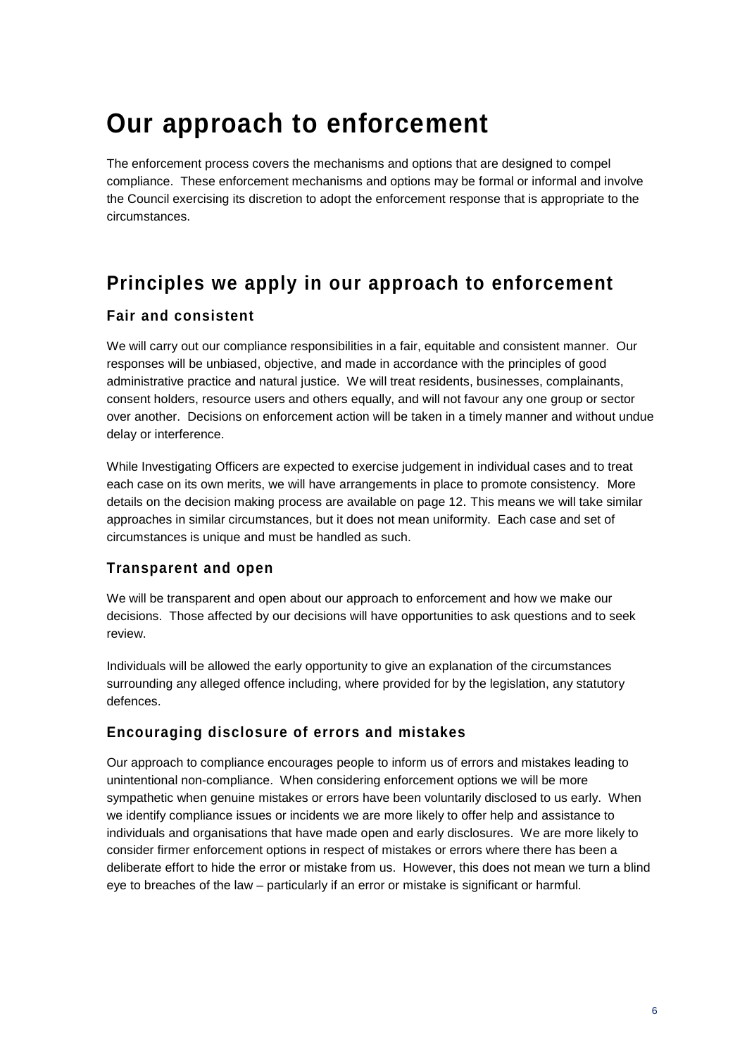# Our approach to enforcement

The enforcement process covers the mechanisms and options that are designed to compel compliance. These enforcement mechanisms and options may be formal or informal and involve the Council exercising its discretion to adopt the enforcement response that is appropriate to the circumstances.

## Principles we apply in our approach to enforcement

### Fair and consistent

We will carry out our compliance responsibilities in a fair, equitable and consistent manner. Our responses will be unbiased, objective, and made in accordance with the principles of good administrative practice and natural justice. We will treat residents, businesses, complainants, consent holders, resource users and others equally, and will not favour any one group or sector over another. Decisions on enforcement action will be taken in a timely manner and without undue delay or interference.

While Investigating Officers are expected to exercise judgement in individual cases and to treat each case on its own merits, we will have arrangements in place to promote consistency. More details on the decision making process are available on page 12. This means we will take similar approaches in similar circumstances, but it does not mean uniformity. Each case and set of circumstances is unique and must be handled as such.

### Transparent and open

We will be transparent and open about our approach to enforcement and how we make our decisions. Those affected by our decisions will have opportunities to ask questions and to seek review.

Individuals will be allowed the early opportunity to give an explanation of the circumstances surrounding any alleged offence including, where provided for by the legislation, any statutory defences.

### Encouraging disclosure of errors and mistakes

Our approach to compliance encourages people to inform us of errors and mistakes leading to unintentional non-compliance. When considering enforcement options we will be more sympathetic when genuine mistakes or errors have been voluntarily disclosed to us early. When we identify compliance issues or incidents we are more likely to offer help and assistance to individuals and organisations that have made open and early disclosures. We are more likely to consider firmer enforcement options in respect of mistakes or errors where there has been a deliberate effort to hide the error or mistake from us. However, this does not mean we turn a blind eye to breaches of the law – particularly if an error or mistake is significant or harmful.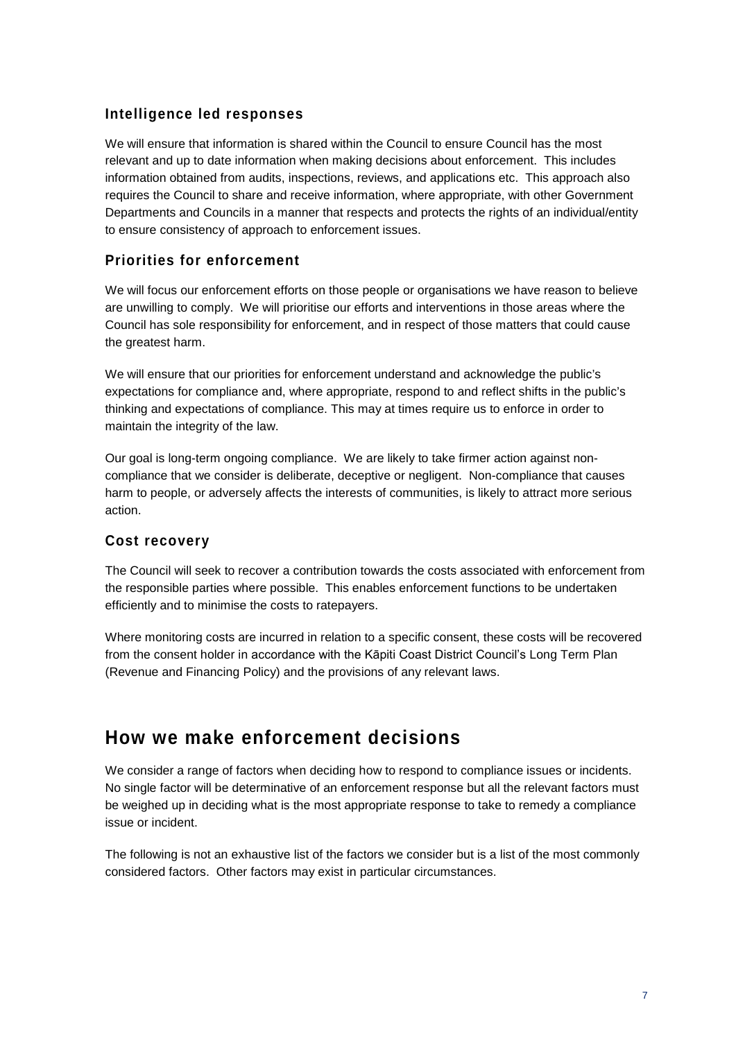### Intelligence led responses

We will ensure that information is shared within the Council to ensure Council has the most relevant and up to date information when making decisions about enforcement. This includes information obtained from audits, inspections, reviews, and applications etc. This approach also requires the Council to share and receive information, where appropriate, with other Government Departments and Councils in a manner that respects and protects the rights of an individual/entity to ensure consistency of approach to enforcement issues.

### Priorities for enforcement

We will focus our enforcement efforts on those people or organisations we have reason to believe are unwilling to comply. We will prioritise our efforts and interventions in those areas where the Council has sole responsibility for enforcement, and in respect of those matters that could cause the greatest harm.

We will ensure that our priorities for enforcement understand and acknowledge the public's expectations for compliance and, where appropriate, respond to and reflect shifts in the public's thinking and expectations of compliance. This may at times require us to enforce in order to maintain the integrity of the law.

Our goal is long-term ongoing compliance. We are likely to take firmer action against non-compliance that we consider is deliberate, deceptive or negligent. Non-compliance that causes harm to people, or adversely affects the interests of communities, is likely to attract more serious action.

### Cost recovery

The Council will seek to recover a contribution towards the costs associated with enforcement from the responsible parties where possible. This enables enforcement functions to be undertaken efficiently and to minimise the costs to ratepayers.

Where monitoring costs are incurred in relation to a specific consent, these costs will be recovered from the consent holder in accordance with the Kāpiti Coast District Council's Long Term Plan (Revenue and Financing Policy) and the provisions of any relevant laws.

## How we make enforcement decisions

We consider a range of factors when deciding how to respond to compliance issues or incidents. No single factor will be determinative of an enforcement response but all the relevant factors must be weighed up in deciding what is the most appropriate response to take to remedy a compliance issue or incident.

The following is not an exhaustive list of the factors we consider but is a list of the most commonly considered factors. Other factors may exist in particular circumstances.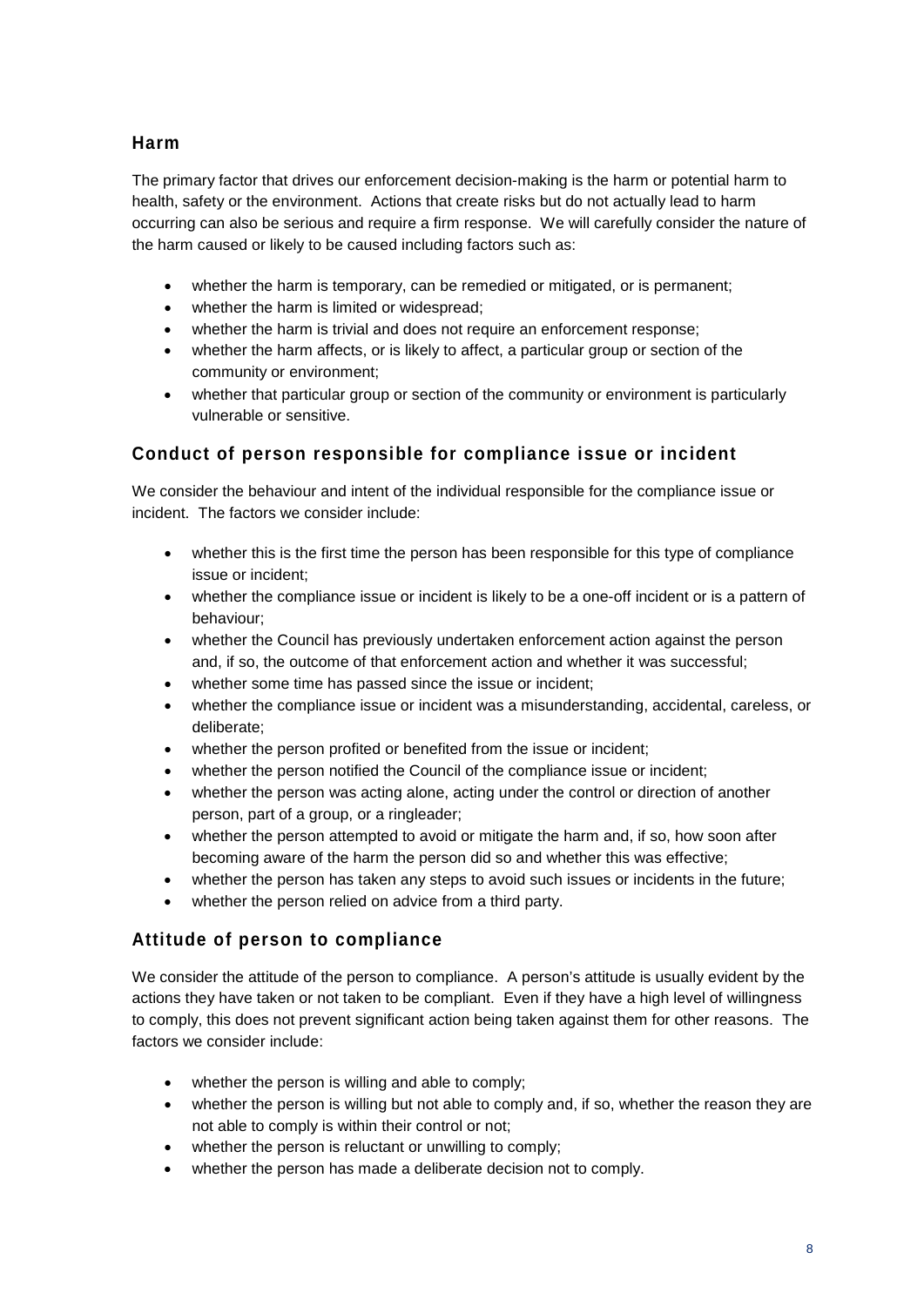## Harm

The primary factor that drives our enforcement decision-making is the harm or potential harm to health, safety or the environment. Actions that create risks but do not actually lead to harm occurring can also be serious and require a firm response. We will carefully consider the nature of the harm caused or likely to be caused including factors such as:

- whether the harm is temporary, can be remedied or mitigated, or is permanent;
- whether the harm is limited or widespread;
- whether the harm is trivial and does not require an enforcement response;
- whether the harm affects, or is likely to affect, a particular group or section of the community or environment;
- whether that particular group or section of the community or environment is particularly vulnerable or sensitive.

## Conduct of person responsible for compliance issue or incident

We consider the behaviour and intent of the individual responsible for the compliance issue or incident. The factors we consider include:

- whether this is the first time the person has been responsible for this type of compliance issue or incident;
- whether the compliance issue or incident is likely to be a one-off incident or is a pattern of behaviour;
- whether the Council has previously undertaken enforcement action against the person and, if so, the outcome of that enforcement action and whether it was successful;
- whether some time has passed since the issue or incident;
- whether the compliance issue or incident was a misunderstanding, accidental, careless, or deliberate;
- whether the person profited or benefited from the issue or incident;
- whether the person notified the Council of the compliance issue or incident;
- whether the person was acting alone, acting under the control or direction of another person, part of a group, or a ringleader;
- whether the person attempted to avoid or mitigate the harm and, if so, how soon after becoming aware of the harm the person did so and whether this was effective;
- whether the person has taken any steps to avoid such issues or incidents in the future;
- whether the person relied on advice from a third party.

## Attitude of person to compliance

We consider the attitude of the person to compliance. A person's attitude is usually evident by the actions they have taken or not taken to be compliant. Even if they have a high level of willingness to comply, this does not prevent significant action being taken against them for other reasons. The factors we consider include:

- whether the person is willing and able to comply;
- whether the person is willing but not able to comply and, if so, whether the reason they are not able to comply is within their control or not;
- whether the person is reluctant or unwilling to comply;
- whether the person has made a deliberate decision not to comply.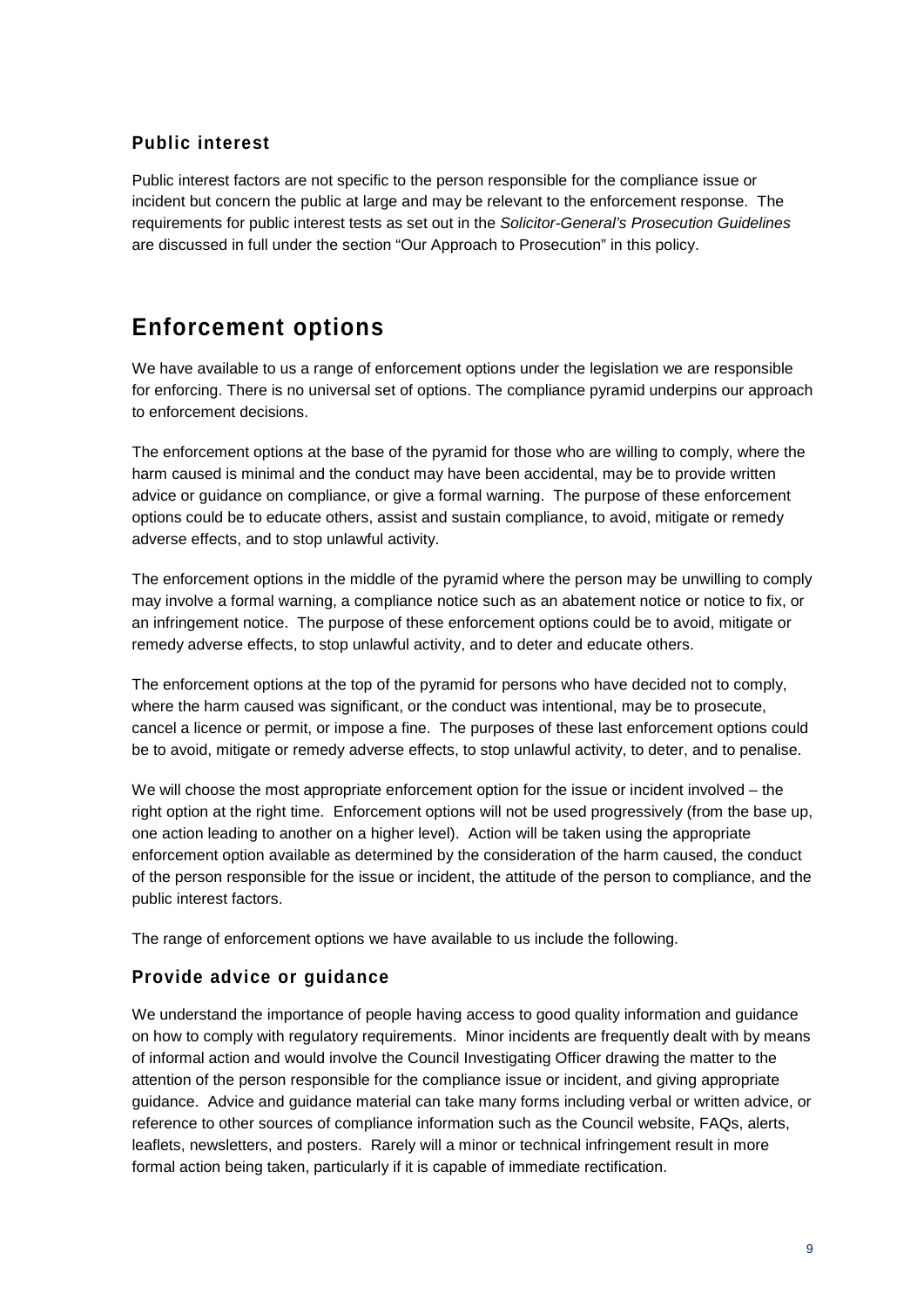### Public interest

Public interest factors are not specific to the person responsible for the compliance issue or incident but concern the public at large and may be relevant to the enforcement response. The requirements for public interest tests as set out in the *Solicitor-General's Prosecution Guidelines* are discussed in full under the section "Our Approach to Prosecution" in this policy.

## Enforcement options

We have available to us a range of enforcement options under the legislation we are responsible for enforcing. There is no universal set of options. The compliance pyramid underpins our approach to enforcement decisions.

The enforcement options at the base of the pyramid for those who are willing to comply, where the harm caused is minimal and the conduct may have been accidental, may be to provide written advice or guidance on compliance, or give a formal warning. The purpose of these enforcement options could be to educate others, assist and sustain compliance, to avoid, mitigate or remedy adverse effects, and to stop unlawful activity.

The enforcement options in the middle of the pyramid where the person may be unwilling to comply may involve a formal warning, a compliance notice such as an abatement notice or notice to fix, or an infringement notice. The purpose of these enforcement options could be to avoid, mitigate or remedy adverse effects, to stop unlawful activity, and to deter and educate others.

The enforcement options at the top of the pyramid for persons who have decided not to comply, where the harm caused was significant, or the conduct was intentional, may be to prosecute, cancel a licence or permit, or impose a fine. The purposes of these last enforcement options could be to avoid, mitigate or remedy adverse effects, to stop unlawful activity, to deter, and to penalise.

We will choose the most appropriate enforcement option for the issue or incident involved – the right option at the right time. Enforcement options will not be used progressively (from the base up, one action leading to another on a higher level). Action will be taken using the appropriate enforcement option available as determined by the consideration of the harm caused, the conduct of the person responsible for the issue or incident, the attitude of the person to compliance, and the public interest factors.

The range of enforcement options we have available to us include the following.

### Provide advice or guidance

We understand the importance of people having access to good quality information and guidance on how to comply with regulatory requirements. Minor incidents are frequently dealt with by means of informal action and would involve the Council Investigating Officer drawing the matter to the attention of the person responsible for the compliance issue or incident, and giving appropriate guidance. Advice and guidance material can take many forms including verbal or written advice, or reference to other sources of compliance information such as the Council website, FAQs, alerts, leaflets, newsletters, and posters. Rarely will a minor or technical infringement result in more formal action being taken, particularly if it is capable of immediate rectification.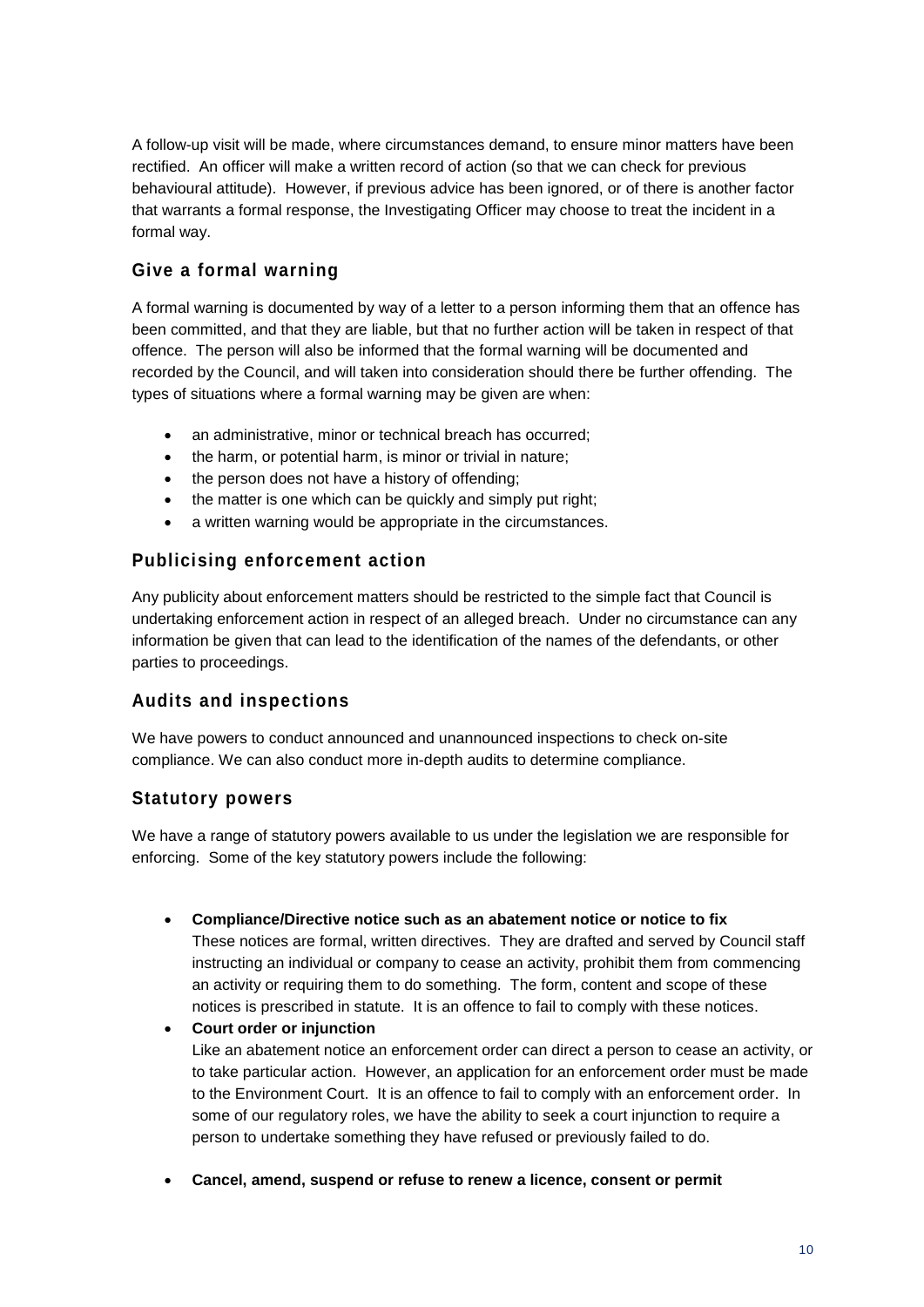A follow-up visit will be made, where circumstances demand, to ensure minor matters have been rectified. An officer will make a written record of action (so that we can check for previous behavioural attitude). However, if previous advice has been ignored, or of there is another factor that warrants a formal response, the Investigating Officer may choose to treat the incident in a formal way.

## Give a formal warning

A formal warning is documented by way of a letter to a person informing them that an offence has been committed, and that they are liable, but that no further action will be taken in respect of that offence. The person will also be informed that the formal warning will be documented and recorded by the Council, and will taken into consideration should there be further offending. The types of situations where a formal warning may be given are when:

- an administrative, minor or technical breach has occurred;
- the harm, or potential harm, is minor or trivial in nature;
- the person does not have a history of offending;
- the matter is one which can be quickly and simply put right;
- a written warning would be appropriate in the circumstances.

## Publicising enforcement action

Any publicity about enforcement matters should be restricted to the simple fact that Council is undertaking enforcement action in respect of an alleged breach. Under no circumstance can any information be given that can lead to the identification of the names of the defendants, or other parties to proceedings.

## Audits and inspections

We have powers to conduct announced and unannounced inspections to check on-site compliance. We can also conduct more in-depth audits to determine compliance.

## Statutory powers

We have a range of statutory powers available to us under the legislation we are responsible for enforcing. Some of the key statutory powers include the following:

- **Compliance/Directive notice such as an abatement notice or notice to fix**
  These notices are formal, written directives. They are drafted and served by Council staff instructing an individual or company to cease an activity, prohibit them from commencing an activity or requiring them to do something. The form, content and scope of these notices is prescribed in statute. It is an offence to fail to comply with these notices.
- **Court order or injunction**
  Like an abatement notice an enforcement order can direct a person to cease an activity, or to take particular action. However, an application for an enforcement order must be made to the Environment Court. It is an offence to fail to comply with an enforcement order. In some of our regulatory roles, we have the ability to seek a court injunction to require a person to undertake something they have refused or previously failed to do.
- **Cancel, amend, suspend or refuse to renew a licence, consent or permit**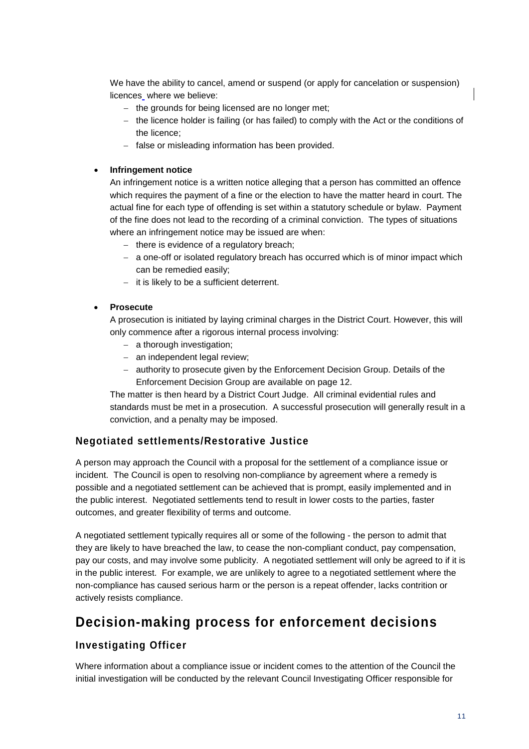We have the ability to cancel, amend or suspend (or apply for cancelation or suspension) licences where we believe:

- the grounds for being licensed are no longer met;
- the licence holder is failing (or has failed) to comply with the Act or the conditions of the licence;
- false or misleading information has been provided.

- **Infringement notice**

  An infringement notice is a written notice alleging that a person has committed an offence which requires the payment of a fine or the election to have the matter heard in court. The actual fine for each type of offending is set within a statutory schedule or bylaw. Payment of the fine does not lead to the recording of a criminal conviction. The types of situations where an infringement notice may be issued are when:

  - there is evidence of a regulatory breach;
  - a one-off or isolated regulatory breach has occurred which is of minor impact which can be remedied easily;
  - it is likely to be a sufficient deterrent.

- **Prosecute**

  A prosecution is initiated by laying criminal charges in the District Court. However, this will only commence after a rigorous internal process involving:

  - a thorough investigation;
  - an independent legal review;
  - authority to prosecute given by the Enforcement Decision Group. Details of the Enforcement Decision Group are available on page 12.

  The matter is then heard by a District Court Judge. All criminal evidential rules and standards must be met in a prosecution. A successful prosecution will generally result in a conviction, and a penalty may be imposed.

### Negotiated settlements/Restorative Justice

A person may approach the Council with a proposal for the settlement of a compliance issue or incident. The Council is open to resolving non-compliance by agreement where a remedy is possible and a negotiated settlement can be achieved that is prompt, easily implemented and in the public interest. Negotiated settlements tend to result in lower costs to the parties, faster outcomes, and greater flexibility of terms and outcome.

A negotiated settlement typically requires all or some of the following - the person to admit that they are likely to have breached the law, to cease the non-compliant conduct, pay compensation, pay our costs, and may involve some publicity. A negotiated settlement will only be agreed to if it is in the public interest. For example, we are unlikely to agree to a negotiated settlement where the non-compliance has caused serious harm or the person is a repeat offender, lacks contrition or actively resists compliance.

## Decision-making process for enforcement decisions

### Investigating Officer

Where information about a compliance issue or incident comes to the attention of the Council the initial investigation will be conducted by the relevant Council Investigating Officer responsible for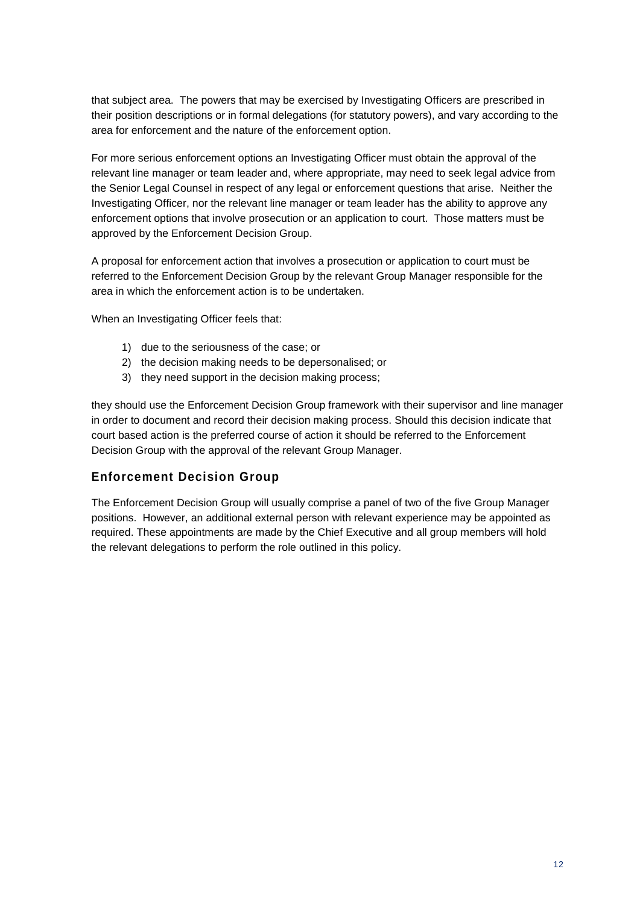that subject area. The powers that may be exercised by Investigating Officers are prescribed in their position descriptions or in formal delegations (for statutory powers), and vary according to the area for enforcement and the nature of the enforcement option.

For more serious enforcement options an Investigating Officer must obtain the approval of the relevant line manager or team leader and, where appropriate, may need to seek legal advice from the Senior Legal Counsel in respect of any legal or enforcement questions that arise. Neither the Investigating Officer, nor the relevant line manager or team leader has the ability to approve any enforcement options that involve prosecution or an application to court. Those matters must be approved by the Enforcement Decision Group.

A proposal for enforcement action that involves a prosecution or application to court must be referred to the Enforcement Decision Group by the relevant Group Manager responsible for the area in which the enforcement action is to be undertaken.

When an Investigating Officer feels that:

1) due to the seriousness of the case; or
2) the decision making needs to be depersonalised; or
3) they need support in the decision making process;

they should use the Enforcement Decision Group framework with their supervisor and line manager in order to document and record their decision making process. Should this decision indicate that court based action is the preferred course of action it should be referred to the Enforcement Decision Group with the approval of the relevant Group Manager.

## Enforcement Decision Group

The Enforcement Decision Group will usually comprise a panel of two of the five Group Manager positions. However, an additional external person with relevant experience may be appointed as required. These appointments are made by the Chief Executive and all group members will hold the relevant delegations to perform the role outlined in this policy.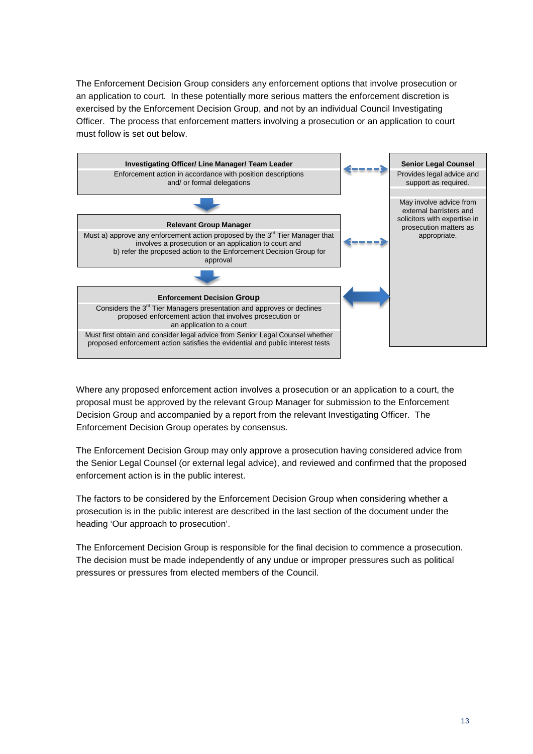The Enforcement Decision Group considers any enforcement options that involve prosecution or an application to court. In these potentially more serious matters the enforcement discretion is exercised by the Enforcement Decision Group, and not by an individual Council Investigating Officer. The process that enforcement matters involving a prosecution or an application to court must follow is set out below.

**Investigating Officer/ Line Manager/ Team Leader**
Enforcement action in accordance with position descriptions and/ or formal delegations

**Relevant Group Manager**
Must a) approve any enforcement action proposed by the 3rd Tier Manager that involves a prosecution or an application to court and
b) refer the proposed action to the Enforcement Decision Group for approval

**Enforcement Decision Group**
Considers the 3rd Tier Managers presentation and approves or declines proposed enforcement action that involves prosecution or an application to a court
Must first obtain and consider legal advice from Senior Legal Counsel whether proposed enforcement action satisfies the evidential and public interest tests

**Senior Legal Counsel**
Provides legal advice and support as required.
May involve advice from external barristers and solicitors with expertise in prosecution matters as appropriate.

Where any proposed enforcement action involves a prosecution or an application to a court, the proposal must be approved by the relevant Group Manager for submission to the Enforcement Decision Group and accompanied by a report from the relevant Investigating Officer. The Enforcement Decision Group operates by consensus.

The Enforcement Decision Group may only approve a prosecution having considered advice from the Senior Legal Counsel (or external legal advice), and reviewed and confirmed that the proposed enforcement action is in the public interest.

The factors to be considered by the Enforcement Decision Group when considering whether a prosecution is in the public interest are described in the last section of the document under the heading 'Our approach to prosecution'.

The Enforcement Decision Group is responsible for the final decision to commence a prosecution. The decision must be made independently of any undue or improper pressures such as political pressures or pressures from elected members of the Council.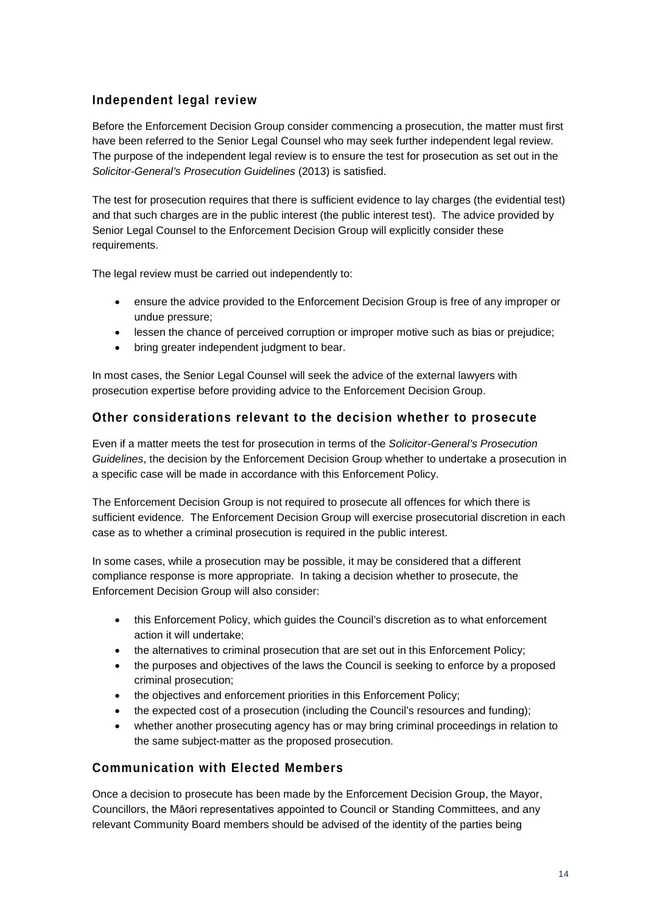## Independent legal review

Before the Enforcement Decision Group consider commencing a prosecution, the matter must first have been referred to the Senior Legal Counsel who may seek further independent legal review. The purpose of the independent legal review is to ensure the test for prosecution as set out in the *Solicitor-General's Prosecution Guidelines* (2013) is satisfied.

The test for prosecution requires that there is sufficient evidence to lay charges (the evidential test) and that such charges are in the public interest (the public interest test). The advice provided by Senior Legal Counsel to the Enforcement Decision Group will explicitly consider these requirements.

The legal review must be carried out independently to:

- ensure the advice provided to the Enforcement Decision Group is free of any improper or undue pressure;
- lessen the chance of perceived corruption or improper motive such as bias or prejudice;
- bring greater independent judgment to bear.

In most cases, the Senior Legal Counsel will seek the advice of the external lawyers with prosecution expertise before providing advice to the Enforcement Decision Group.

## Other considerations relevant to the decision whether to prosecute

Even if a matter meets the test for prosecution in terms of the *Solicitor-General's Prosecution Guidelines*, the decision by the Enforcement Decision Group whether to undertake a prosecution in a specific case will be made in accordance with this Enforcement Policy.

The Enforcement Decision Group is not required to prosecute all offences for which there is sufficient evidence. The Enforcement Decision Group will exercise prosecutorial discretion in each case as to whether a criminal prosecution is required in the public interest.

In some cases, while a prosecution may be possible, it may be considered that a different compliance response is more appropriate. In taking a decision whether to prosecute, the Enforcement Decision Group will also consider:

- this Enforcement Policy, which guides the Council's discretion as to what enforcement action it will undertake;
- the alternatives to criminal prosecution that are set out in this Enforcement Policy;
- the purposes and objectives of the laws the Council is seeking to enforce by a proposed criminal prosecution;
- the objectives and enforcement priorities in this Enforcement Policy;
- the expected cost of a prosecution (including the Council's resources and funding);
- whether another prosecuting agency has or may bring criminal proceedings in relation to the same subject-matter as the proposed prosecution.

## Communication with Elected Members

Once a decision to prosecute has been made by the Enforcement Decision Group, the Mayor, Councillors, the Māori representatives appointed to Council or Standing Committees, and any relevant Community Board members should be advised of the identity of the parties being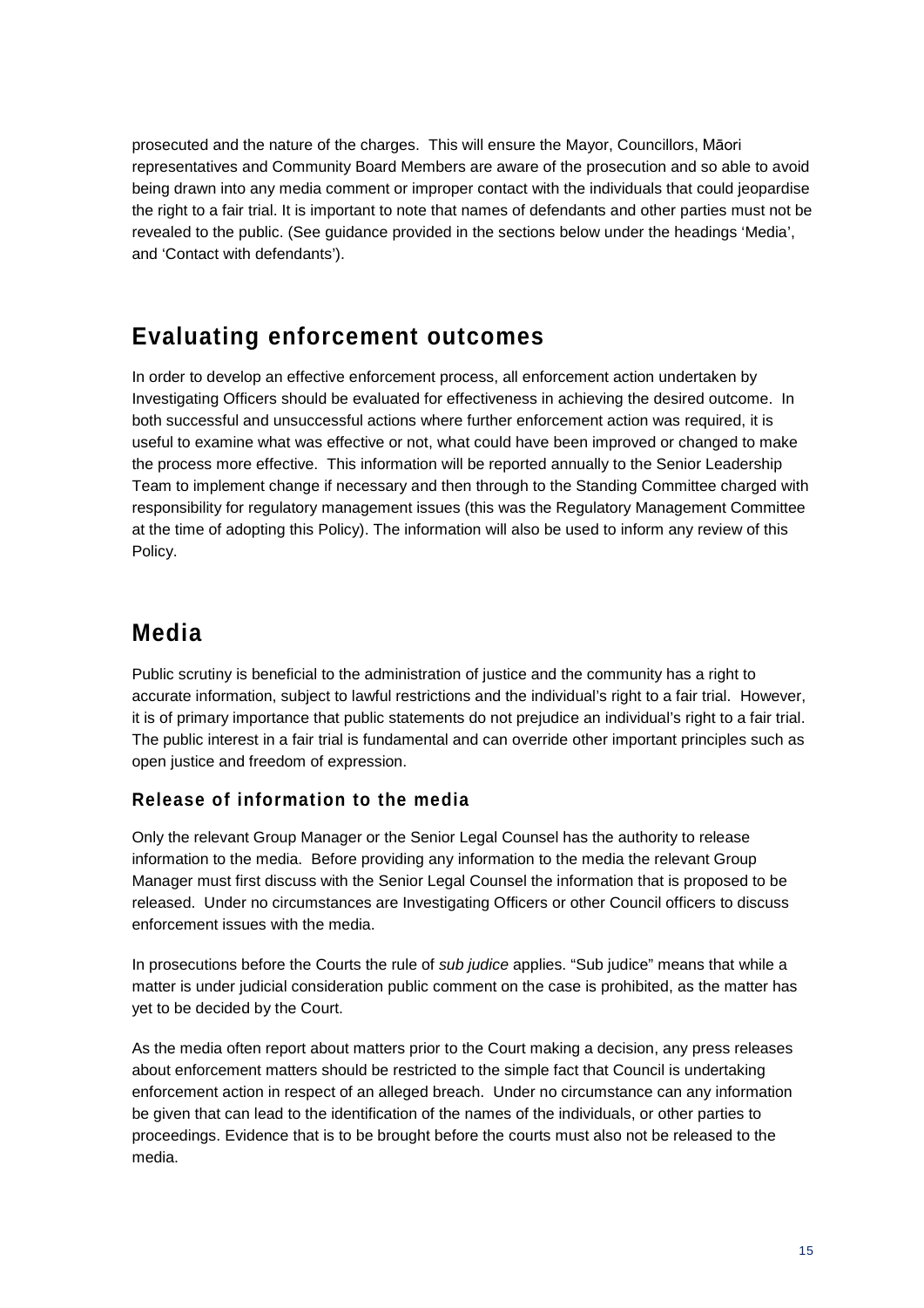prosecuted and the nature of the charges. This will ensure the Mayor, Councillors, Māori representatives and Community Board Members are aware of the prosecution and so able to avoid being drawn into any media comment or improper contact with the individuals that could jeopardise the right to a fair trial. It is important to note that names of defendants and other parties must not be revealed to the public. (See guidance provided in the sections below under the headings 'Media', and 'Contact with defendants').

## Evaluating enforcement outcomes

In order to develop an effective enforcement process, all enforcement action undertaken by Investigating Officers should be evaluated for effectiveness in achieving the desired outcome. In both successful and unsuccessful actions where further enforcement action was required, it is useful to examine what was effective or not, what could have been improved or changed to make the process more effective. This information will be reported annually to the Senior Leadership Team to implement change if necessary and then through to the Standing Committee charged with responsibility for regulatory management issues (this was the Regulatory Management Committee at the time of adopting this Policy). The information will also be used to inform any review of this Policy.

## Media

Public scrutiny is beneficial to the administration of justice and the community has a right to accurate information, subject to lawful restrictions and the individual's right to a fair trial. However, it is of primary importance that public statements do not prejudice an individual's right to a fair trial. The public interest in a fair trial is fundamental and can override other important principles such as open justice and freedom of expression.

### Release of information to the media

Only the relevant Group Manager or the Senior Legal Counsel has the authority to release information to the media. Before providing any information to the media the relevant Group Manager must first discuss with the Senior Legal Counsel the information that is proposed to be released. Under no circumstances are Investigating Officers or other Council officers to discuss enforcement issues with the media.

In prosecutions before the Courts the rule of *sub judice* applies. "Sub judice" means that while a matter is under judicial consideration public comment on the case is prohibited, as the matter has yet to be decided by the Court.

As the media often report about matters prior to the Court making a decision, any press releases about enforcement matters should be restricted to the simple fact that Council is undertaking enforcement action in respect of an alleged breach. Under no circumstance can any information be given that can lead to the identification of the names of the individuals, or other parties to proceedings. Evidence that is to be brought before the courts must also not be released to the media.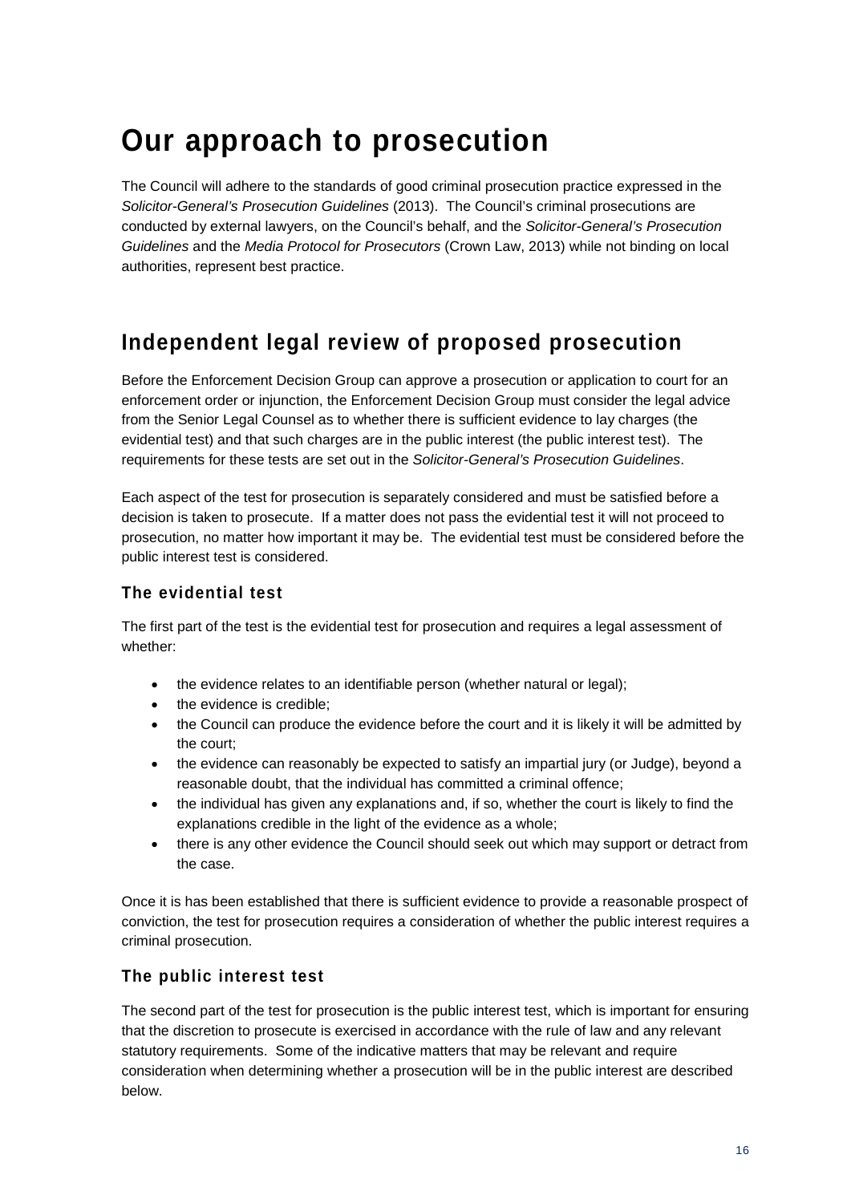# Our approach to prosecution

The Council will adhere to the standards of good criminal prosecution practice expressed in the *Solicitor-General's Prosecution Guidelines* (2013). The Council's criminal prosecutions are conducted by external lawyers, on the Council's behalf, and the *Solicitor-General's Prosecution Guidelines* and the *Media Protocol for Prosecutors* (Crown Law, 2013) while not binding on local authorities, represent best practice.

## Independent legal review of proposed prosecution

Before the Enforcement Decision Group can approve a prosecution or application to court for an enforcement order or injunction, the Enforcement Decision Group must consider the legal advice from the Senior Legal Counsel as to whether there is sufficient evidence to lay charges (the evidential test) and that such charges are in the public interest (the public interest test). The requirements for these tests are set out in the *Solicitor-General's Prosecution Guidelines*.

Each aspect of the test for prosecution is separately considered and must be satisfied before a decision is taken to prosecute. If a matter does not pass the evidential test it will not proceed to prosecution, no matter how important it may be. The evidential test must be considered before the public interest test is considered.

### The evidential test

The first part of the test is the evidential test for prosecution and requires a legal assessment of whether:

- the evidence relates to an identifiable person (whether natural or legal);
- the evidence is credible;
- the Council can produce the evidence before the court and it is likely it will be admitted by the court;
- the evidence can reasonably be expected to satisfy an impartial jury (or Judge), beyond a reasonable doubt, that the individual has committed a criminal offence;
- the individual has given any explanations and, if so, whether the court is likely to find the explanations credible in the light of the evidence as a whole;
- there is any other evidence the Council should seek out which may support or detract from the case.

Once it is has been established that there is sufficient evidence to provide a reasonable prospect of conviction, the test for prosecution requires a consideration of whether the public interest requires a criminal prosecution.

### The public interest test

The second part of the test for prosecution is the public interest test, which is important for ensuring that the discretion to prosecute is exercised in accordance with the rule of law and any relevant statutory requirements. Some of the indicative matters that may be relevant and require consideration when determining whether a prosecution will be in the public interest are described below.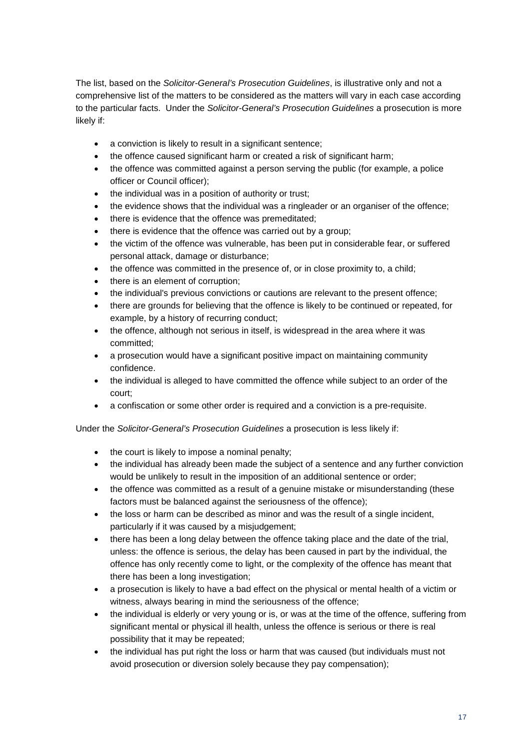The list, based on the *Solicitor-General's Prosecution Guidelines*, is illustrative only and not a comprehensive list of the matters to be considered as the matters will vary in each case according to the particular facts. Under the *Solicitor-General's Prosecution Guidelines* a prosecution is more likely if:

- a conviction is likely to result in a significant sentence;
- the offence caused significant harm or created a risk of significant harm;
- the offence was committed against a person serving the public (for example, a police officer or Council officer);
- the individual was in a position of authority or trust;
- the evidence shows that the individual was a ringleader or an organiser of the offence;
- there is evidence that the offence was premeditated;
- there is evidence that the offence was carried out by a group;
- the victim of the offence was vulnerable, has been put in considerable fear, or suffered personal attack, damage or disturbance;
- the offence was committed in the presence of, or in close proximity to, a child;
- there is an element of corruption;
- the individual's previous convictions or cautions are relevant to the present offence;
- there are grounds for believing that the offence is likely to be continued or repeated, for example, by a history of recurring conduct;
- the offence, although not serious in itself, is widespread in the area where it was committed;
- a prosecution would have a significant positive impact on maintaining community confidence.
- the individual is alleged to have committed the offence while subject to an order of the court;
- a confiscation or some other order is required and a conviction is a pre-requisite.

Under the *Solicitor-General's Prosecution Guidelines* a prosecution is less likely if:

- the court is likely to impose a nominal penalty;
- the individual has already been made the subject of a sentence and any further conviction would be unlikely to result in the imposition of an additional sentence or order;
- the offence was committed as a result of a genuine mistake or misunderstanding (these factors must be balanced against the seriousness of the offence);
- the loss or harm can be described as minor and was the result of a single incident, particularly if it was caused by a misjudgement;
- there has been a long delay between the offence taking place and the date of the trial, unless: the offence is serious, the delay has been caused in part by the individual, the offence has only recently come to light, or the complexity of the offence has meant that there has been a long investigation;
- a prosecution is likely to have a bad effect on the physical or mental health of a victim or witness, always bearing in mind the seriousness of the offence;
- the individual is elderly or very young or is, or was at the time of the offence, suffering from significant mental or physical ill health, unless the offence is serious or there is real possibility that it may be repeated;
- the individual has put right the loss or harm that was caused (but individuals must not avoid prosecution or diversion solely because they pay compensation);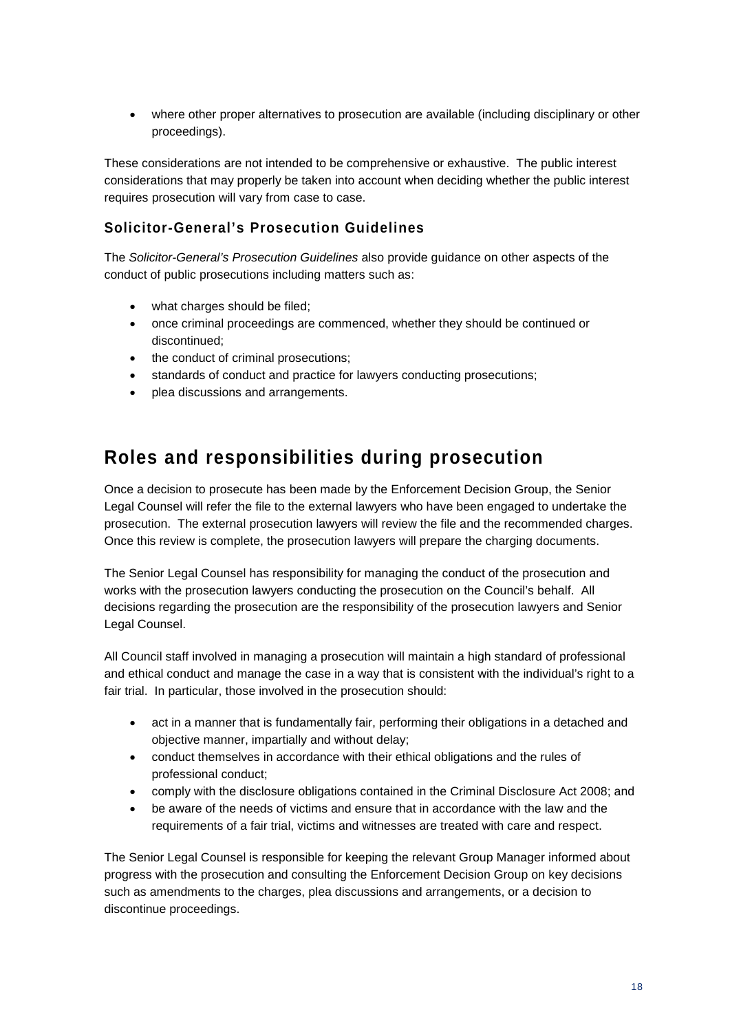- where other proper alternatives to prosecution are available (including disciplinary or other proceedings).

These considerations are not intended to be comprehensive or exhaustive. The public interest considerations that may properly be taken into account when deciding whether the public interest requires prosecution will vary from case to case.

### Solicitor-General's Prosecution Guidelines

The *Solicitor-General's Prosecution Guidelines* also provide guidance on other aspects of the conduct of public prosecutions including matters such as:

- what charges should be filed;
- once criminal proceedings are commenced, whether they should be continued or discontinued;
- the conduct of criminal prosecutions;
- standards of conduct and practice for lawyers conducting prosecutions;
- plea discussions and arrangements.

## Roles and responsibilities during prosecution

Once a decision to prosecute has been made by the Enforcement Decision Group, the Senior Legal Counsel will refer the file to the external lawyers who have been engaged to undertake the prosecution. The external prosecution lawyers will review the file and the recommended charges. Once this review is complete, the prosecution lawyers will prepare the charging documents.

The Senior Legal Counsel has responsibility for managing the conduct of the prosecution and works with the prosecution lawyers conducting the prosecution on the Council's behalf. All decisions regarding the prosecution are the responsibility of the prosecution lawyers and Senior Legal Counsel.

All Council staff involved in managing a prosecution will maintain a high standard of professional and ethical conduct and manage the case in a way that is consistent with the individual's right to a fair trial. In particular, those involved in the prosecution should:

- act in a manner that is fundamentally fair, performing their obligations in a detached and objective manner, impartially and without delay;
- conduct themselves in accordance with their ethical obligations and the rules of professional conduct;
- comply with the disclosure obligations contained in the Criminal Disclosure Act 2008; and
- be aware of the needs of victims and ensure that in accordance with the law and the requirements of a fair trial, victims and witnesses are treated with care and respect.

The Senior Legal Counsel is responsible for keeping the relevant Group Manager informed about progress with the prosecution and consulting the Enforcement Decision Group on key decisions such as amendments to the charges, plea discussions and arrangements, or a decision to discontinue proceedings.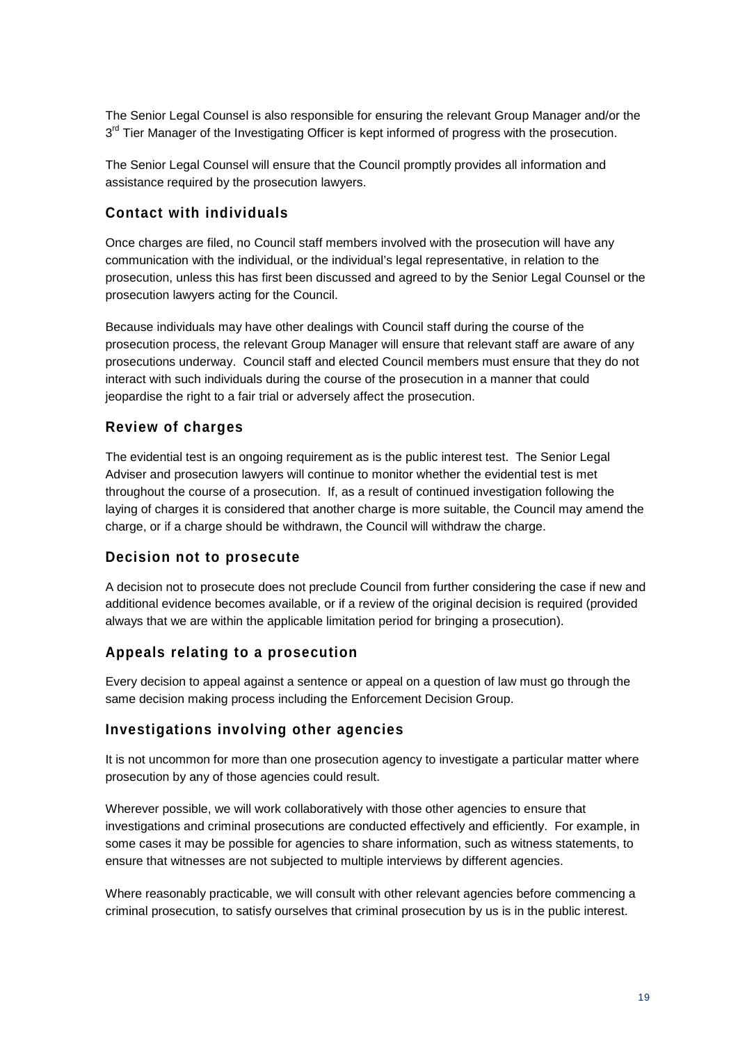The Senior Legal Counsel is also responsible for ensuring the relevant Group Manager and/or the 3rd Tier Manager of the Investigating Officer is kept informed of progress with the prosecution.

The Senior Legal Counsel will ensure that the Council promptly provides all information and assistance required by the prosecution lawyers.

## Contact with individuals

Once charges are filed, no Council staff members involved with the prosecution will have any communication with the individual, or the individual's legal representative, in relation to the prosecution, unless this has first been discussed and agreed to by the Senior Legal Counsel or the prosecution lawyers acting for the Council.

Because individuals may have other dealings with Council staff during the course of the prosecution process, the relevant Group Manager will ensure that relevant staff are aware of any prosecutions underway. Council staff and elected Council members must ensure that they do not interact with such individuals during the course of the prosecution in a manner that could jeopardise the right to a fair trial or adversely affect the prosecution.

## Review of charges

The evidential test is an ongoing requirement as is the public interest test. The Senior Legal Adviser and prosecution lawyers will continue to monitor whether the evidential test is met throughout the course of a prosecution. If, as a result of continued investigation following the laying of charges it is considered that another charge is more suitable, the Council may amend the charge, or if a charge should be withdrawn, the Council will withdraw the charge.

## Decision not to prosecute

A decision not to prosecute does not preclude Council from further considering the case if new and additional evidence becomes available, or if a review of the original decision is required (provided always that we are within the applicable limitation period for bringing a prosecution).

## Appeals relating to a prosecution

Every decision to appeal against a sentence or appeal on a question of law must go through the same decision making process including the Enforcement Decision Group.

## Investigations involving other agencies

It is not uncommon for more than one prosecution agency to investigate a particular matter where prosecution by any of those agencies could result.

Wherever possible, we will work collaboratively with those other agencies to ensure that investigations and criminal prosecutions are conducted effectively and efficiently. For example, in some cases it may be possible for agencies to share information, such as witness statements, to ensure that witnesses are not subjected to multiple interviews by different agencies.

Where reasonably practicable, we will consult with other relevant agencies before commencing a criminal prosecution, to satisfy ourselves that criminal prosecution by us is in the public interest.